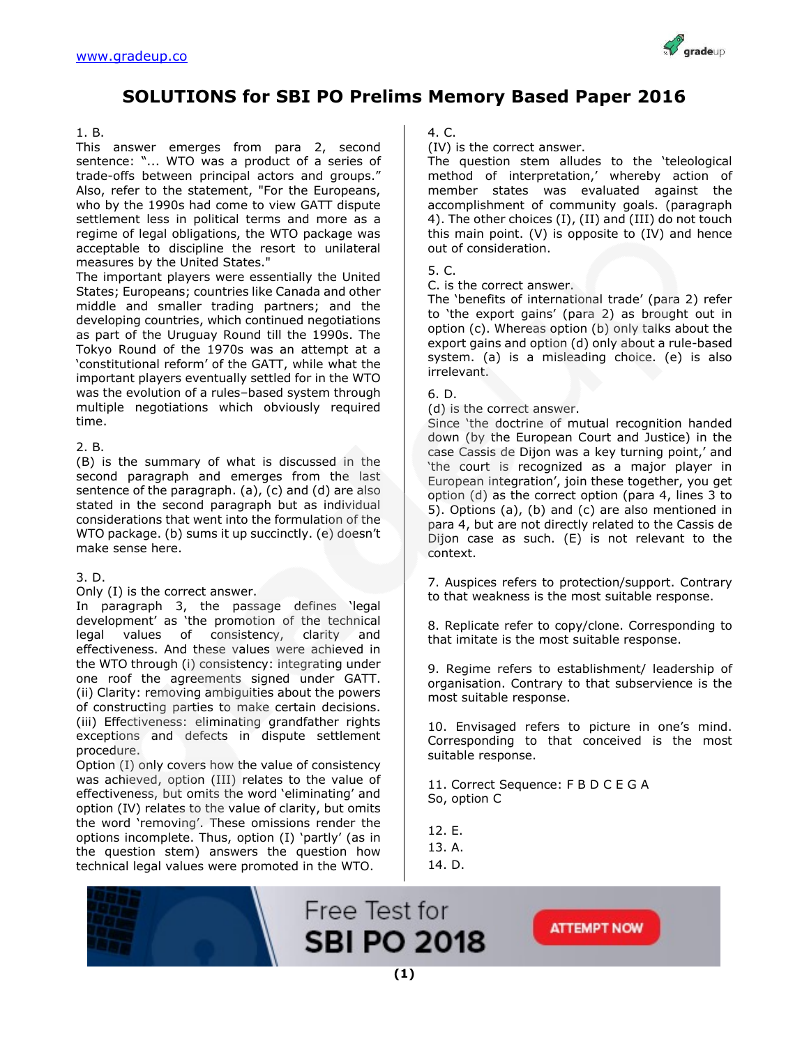# SOLUTIONS for SBI PO Prelims Memory Based Paper 2016

1. B.
This answer emerges from para 2, second sentence: "... WTO was a product of a series of trade-offs between principal actors and groups." Also, refer to the statement, "For the Europeans, who by the 1990s had come to view GATT dispute settlement less in political terms and more as a regime of legal obligations, the WTO package was acceptable to discipline the resort to unilateral measures by the United States."
The important players were essentially the United States; Europeans; countries like Canada and other middle and smaller trading partners; and the developing countries, which continued negotiations as part of the Uruguay Round till the 1990s. The Tokyo Round of the 1970s was an attempt at a 'constitutional reform' of the GATT, while what the important players eventually settled for in the WTO was the evolution of a rules–based system through multiple negotiations which obviously required time.

2. B.
(B) is the summary of what is discussed in the second paragraph and emerges from the last sentence of the paragraph. (a), (c) and (d) are also stated in the second paragraph but as individual considerations that went into the formulation of the WTO package. (b) sums it up succinctly. (e) doesn't make sense here.

3. D.
Only (I) is the correct answer.
In paragraph 3, the passage defines 'legal development' as 'the promotion of the technical legal values of consistency, clarity and effectiveness. And these values were achieved in the WTO through (i) consistency: integrating under one roof the agreements signed under GATT. (ii) Clarity: removing ambiguities about the powers of constructing parties to make certain decisions. (iii) Effectiveness: eliminating grandfather rights exceptions and defects in dispute settlement procedure.
Option (I) only covers how the value of consistency was achieved, option (III) relates to the value of effectiveness, but omits the word 'eliminating' and option (IV) relates to the value of clarity, but omits the word 'removing'. These omissions render the options incomplete. Thus, option (I) 'partly' (as in the question stem) answers the question how technical legal values were promoted in the WTO.

4. C.
(IV) is the correct answer.
The question stem alludes to the 'teleological method of interpretation,' whereby action of member states was evaluated against the accomplishment of community goals. (paragraph 4). The other choices (I), (II) and (III) do not touch this main point. (V) is opposite to (IV) and hence out of consideration.

5. C.
C. is the correct answer.
The 'benefits of international trade' (para 2) refer to 'the export gains' (para 2) as brought out in option (c). Whereas option (b) only talks about the export gains and option (d) only about a rule-based system. (a) is a misleading choice. (e) is also irrelevant.

6. D.
(d) is the correct answer.
Since 'the doctrine of mutual recognition handed down (by the European Court and Justice) in the case Cassis de Dijon was a key turning point,' and 'the court is recognized as a major player in European integration', join these together, you get option (d) as the correct option (para 4, lines 3 to 5). Options (a), (b) and (c) are also mentioned in para 4, but are not directly related to the Cassis de Dijon case as such. (E) is not relevant to the context.

7. Auspices refers to protection/support. Contrary to that weakness is the most suitable response.

8. Replicate refer to copy/clone. Corresponding to that imitate is the most suitable response.

9. Regime refers to establishment/ leadership of organisation. Contrary to that subservience is the most suitable response.

10. Envisaged refers to picture in one's mind. Corresponding to that conceived is the most suitable response.

11. Correct Sequence: F B D C E G A
So, option C

12. E.
13. A.
14. D.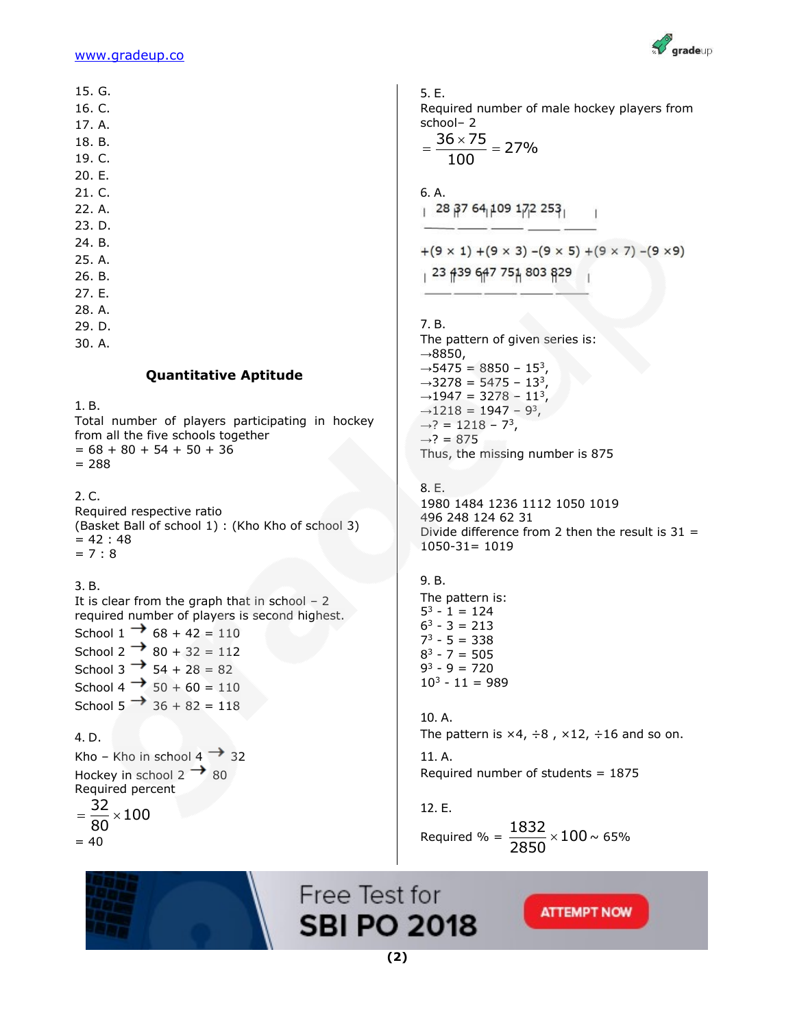15. G.
16. C.
17. A.
18. B.
19. C.
20. E.
21. C.
22. A.
23. D.
24. B.
25. A.
26. B.
27. E.
28. A.
29. D.
30. A.

## Quantitative Aptitude

1. B.
Total number of players participating in hockey from all the five schools together
= 68 + 80 + 54 + 50 + 36
= 288

2. C.
Required respective ratio
(Basket Ball of school 1) : (Kho Kho of school 3)
= 42 : 48
= 7 : 8

3. B.
It is clear from the graph that in school – 2 required number of players is second highest.
School 1 → 68 + 42 = 110
School 2 → 80 + 32 = 112
School 3 → 54 + 28 = 82
School 4 → 50 + 60 = 110
School 5 → 36 + 82 = 118

4. D.
Kho – Kho in school 4 → 32
Hockey in school 2 → 80
Required percent
$= \frac{32}{80} \times 100$
= 40

5. E.
Required number of male hockey players from school– 2
$= \frac{36 \times 75}{100} = 27\%$

6. A.
28 37 64 109 172 253

+(9 × 1) +(9 × 3) −(9 × 5) +(9 × 7) −(9 ×9)

23 439 647 751 803 829

7. B.
The pattern of given series is:
→8850,
→5475 = 8850 − $15^3$,
→3278 = 5475 − $13^3$,
→1947 = 3278 − $11^3$,
→1218 = 1947 − $9^3$,
→? = 1218 − $7^3$,
→? = 875
Thus, the missing number is 875

8. E.
1980 1484 1236 1112 1050 1019
496 248 124 62 31
Divide difference from 2 then the result is 31 = 1050-31= 1019

9. B.
The pattern is:
$5^3$ - 1 = 124
$6^3$ - 3 = 213
$7^3$ - 5 = 338
$8^3$ - 7 = 505
$9^3$ - 9 = 720
$10^3$ - 11 = 989

10. A.
The pattern is ×4, ÷8 , ×12, ÷16 and so on.

11. A.
Required number of students = 1875

12. E.
Required % = $\frac{1832}{2850} \times 100 \sim 65\%$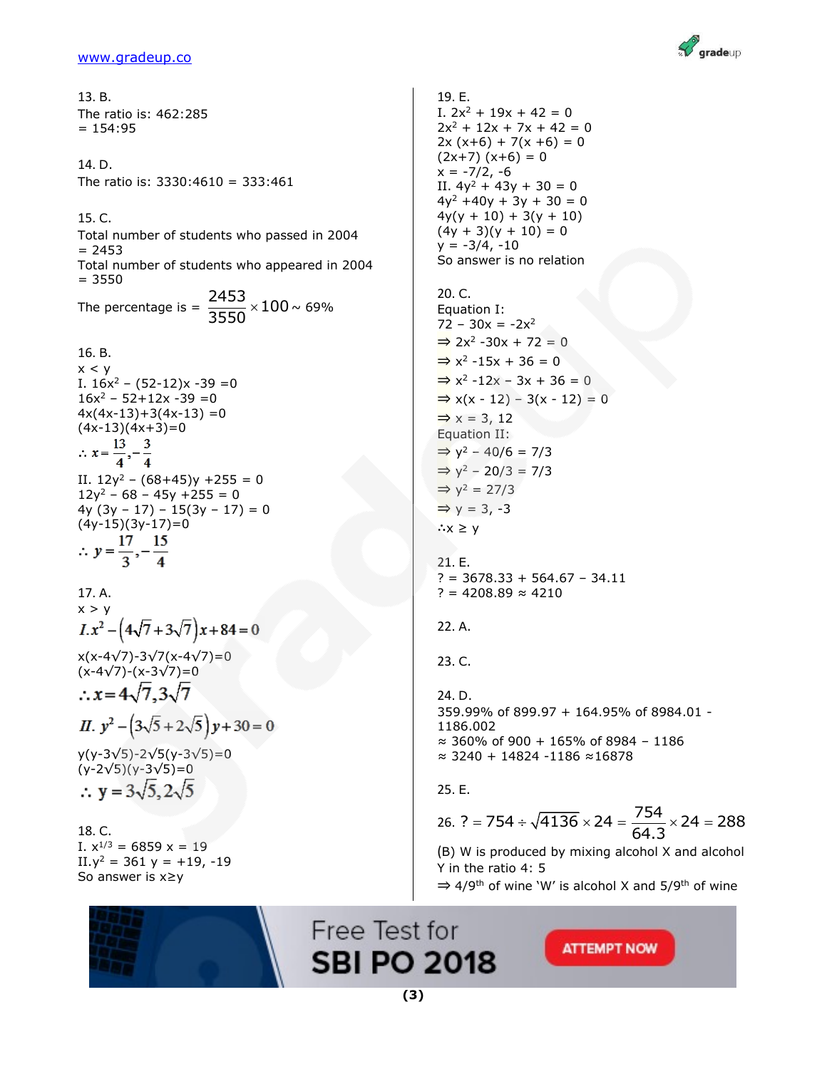13. B.
The ratio is: 462:285
= 154:95

14. D.
The ratio is: 3330:4610 = 333:461

15. C.
Total number of students who passed in 2004
= 2453
Total number of students who appeared in 2004
= 3550

The percentage is = $\frac{2453}{3550} \times 100 \sim 69\%$

16. B.
x < y
I. $16x^2 - (52-12)x - 39 = 0$
$16x^2 - 52+12x - 39 = 0$
$4x(4x-13)+3(4x-13) = 0$
$(4x-13)(4x+3)=0$
$\therefore x = \frac{13}{4}, -\frac{3}{4}$
II. $12y^2 - (68+45)y + 255 = 0$
$12y^2 - 68 - 45y + 255 = 0$
$4y(3y - 17) - 15(3y - 17) = 0$
$(4y-15)(3y-17)=0$
$\therefore y = \frac{17}{3}, -\frac{15}{4}$

17. A.
x > y
$I.\ x^2 - \left(4\sqrt{7}+3\sqrt{7}\right)x + 84 = 0$
$x(x-4\sqrt{7})-3\sqrt{7}(x-4\sqrt{7})=0$
$(x-4\sqrt{7})-(x-3\sqrt{7})=0$
$\therefore x = 4\sqrt{7}, 3\sqrt{7}$
$II.\ y^2 - \left(3\sqrt{5}+2\sqrt{5}\right)y + 30 = 0$
$y(y-3\sqrt{5})-2\sqrt{5}(y-3\sqrt{5})=0$
$(y-2\sqrt{5})(y-3\sqrt{5})=0$
$\therefore y = 3\sqrt{5}, 2\sqrt{5}$

18. C.
I. $x^{1/3} = 6859$ x = 19
II. $y^2 = 361$ y = +19, -19
So answer is x≥y

19. E.
I. $2x^2 + 19x + 42 = 0$
$2x^2 + 12x + 7x + 42 = 0$
$2x(x+6) + 7(x+6) = 0$
$(2x+7)(x+6) = 0$
x = -7/2, -6
II. $4y^2 + 43y + 30 = 0$
$4y^2 + 40y + 3y + 30 = 0$
$4y(y + 10) + 3(y + 10)$
$(4y + 3)(y + 10) = 0$
y = -3/4, -10
So answer is no relation

20. C.
Equation I:
$72 - 30x = -2x^2$
$\Rightarrow 2x^2 - 30x + 72 = 0$
$\Rightarrow x^2 - 15x + 36 = 0$
$\Rightarrow x^2 - 12x - 3x + 36 = 0$
$\Rightarrow x(x - 12) - 3(x - 12) = 0$
$\Rightarrow x = 3, 12$
Equation II:
$\Rightarrow y^2 - 40/6 = 7/3$
$\Rightarrow y^2 - 20/3 = 7/3$
$\Rightarrow y^2 = 27/3$
$\Rightarrow y = 3, -3$
$\therefore x \geq y$

21. E.
? = 3678.33 + 564.67 – 34.11
? = 4208.89 ≈ 4210

22. A.

23. C.

24. D.
359.99% of 899.97 + 164.95% of 8984.01 - 1186.002
≈ 360% of 900 + 165% of 8984 – 1186
≈ 3240 + 14824 -1186 ≈16878

25. E.

26. $? = 754 \div \sqrt{4136} \times 24 = \frac{754}{64.3} \times 24 = 288$

(B) W is produced by mixing alcohol X and alcohol Y in the ratio 4: 5
⇒ 4/9[th] of wine 'W' is alcohol X and 5/9[th] of wine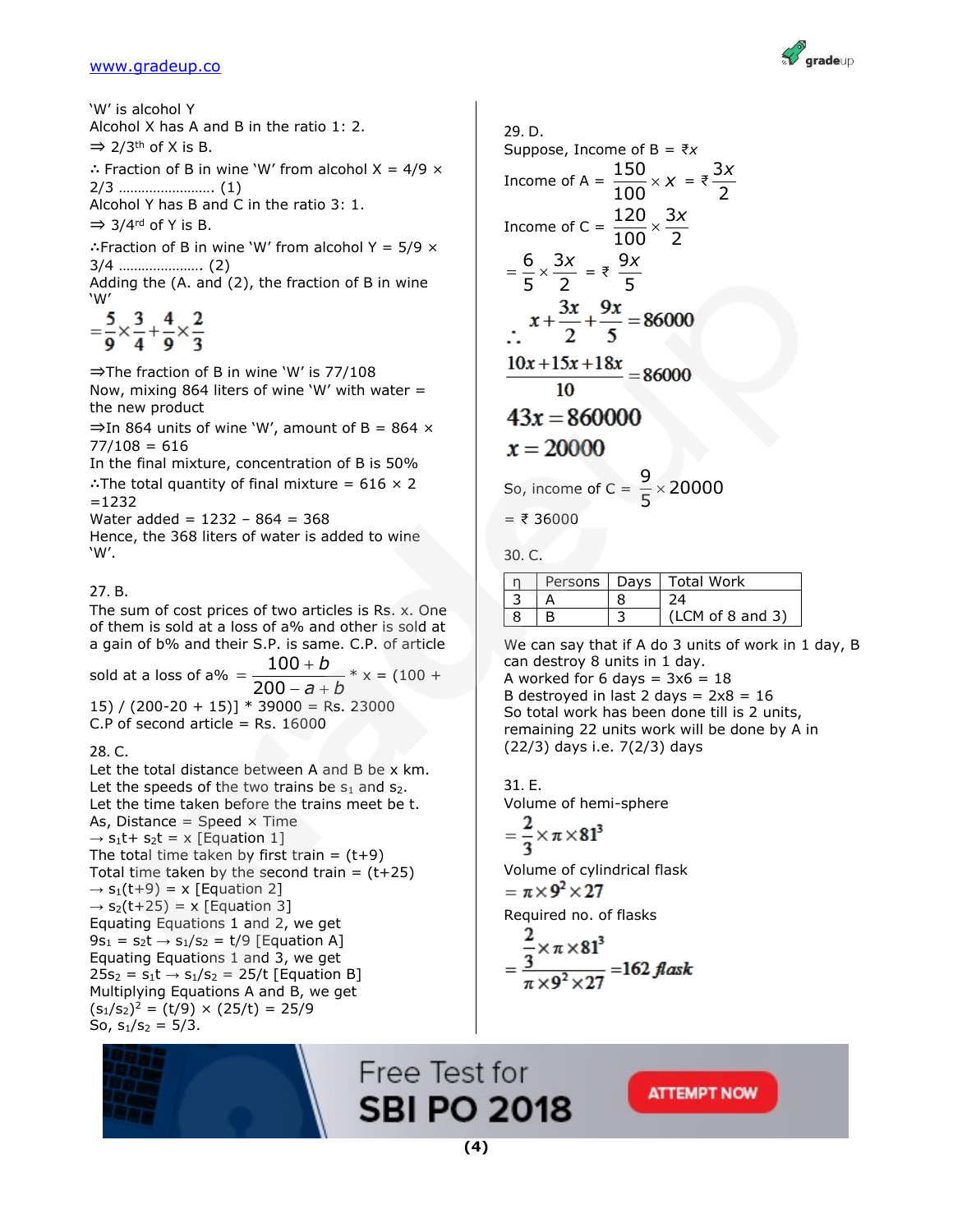'W' is alcohol Y

Alcohol X has A and B in the ratio 1: 2.

⇒ 2/3th of X is B.

∴ Fraction of B in wine 'W' from alcohol X = 4/9 × 2/3 …………………… (1)

Alcohol Y has B and C in the ratio 3: 1.

⇒ 3/4rd of Y is B.

∴Fraction of B in wine 'W' from alcohol Y = 5/9 × 3/4 ………………… (2)

Adding the (A. and (2), the fraction of B in wine 'W'

$$= \frac{5}{9} \times \frac{3}{4} + \frac{4}{9} \times \frac{2}{3}$$

⇒The fraction of B in wine 'W' is 77/108

Now, mixing 864 liters of wine 'W' with water = the new product

⇒In 864 units of wine 'W', amount of B = 864 × 77/108 = 616

In the final mixture, concentration of B is 50%

∴The total quantity of final mixture = 616 × 2 =1232

Water added = 1232 − 864 = 368

Hence, the 368 liters of water is added to wine 'W'.

27. B.

The sum of cost prices of two articles is Rs. x. One of them is sold at a loss of a% and other is sold at a gain of b% and their S.P. is same. C.P. of article sold at a loss of a% $= \frac{100+b}{200-a+b} * x$ = (100 + 15) / (200-20 + 15)] * 39000 = Rs. 23000

C.P of second article = Rs. 16000

28. C.

Let the total distance between A and B be x km.

Let the speeds of the two trains be $s_1$ and $s_2$.

Let the time taken before the trains meet be t.

As, Distance = Speed × Time

→ $s_1t + s_2t = x$ [Equation 1]

The total time taken by first train = (t+9)

Total time taken by the second train = (t+25)

→ $s_1(t+9) = x$ [Equation 2]

→ $s_2(t+25) = x$ [Equation 3]

Equating Equations 1 and 2, we get

$9s_1 = s_2t \rightarrow s_1/s_2 = t/9$ [Equation A]

Equating Equations 1 and 3, we get

$25s_2 = s_1t \rightarrow s_1/s_2 = 25/t$ [Equation B]

Multiplying Equations A and B, we get

$(s_1/s_2)^2 = (t/9) \times (25/t) = 25/9$

So, $s_1/s_2 = 5/3$.

29. D.

Suppose, Income of B = ₹$x$

Income of A = $\frac{150}{100} \times x$ = ₹ $\frac{3x}{2}$

Income of C = $\frac{120}{100} \times \frac{3x}{2}$

$= \frac{6}{5} \times \frac{3x}{2}$ = ₹ $\frac{9x}{5}$

$$\therefore x + \frac{3x}{2} + \frac{9x}{5} = 86000$$

$$\frac{10x + 15x + 18x}{10} = 86000$$

$$43x = 860000$$

$$x = 20000$$

So, income of C = $\frac{9}{5} \times 20000$

= ₹ 36000

30. C.

| η | Persons | Days | Total Work |
|---|---|---|---|
| 3 | A | 8 | 24 |
| 8 | B | 3 | (LCM of 8 and 3) |

We can say that if A do 3 units of work in 1 day, B can destroy 8 units in 1 day.

A worked for 6 days = 3x6 = 18

B destroyed in last 2 days = 2x8 = 16

So total work has been done till is 2 units, remaining 22 units work will be done by A in (22/3) days i.e. 7(2/3) days

31. E.

Volume of hemi-sphere

$$= \frac{2}{3} \times \pi \times 81^3$$

Volume of cylindrical flask

$$= \pi \times 9^2 \times 27$$

Required no. of flasks

$$= \frac{\frac{2}{3} \times \pi \times 81^3}{\pi \times 9^2 \times 27} = 162 \text{ flask}$$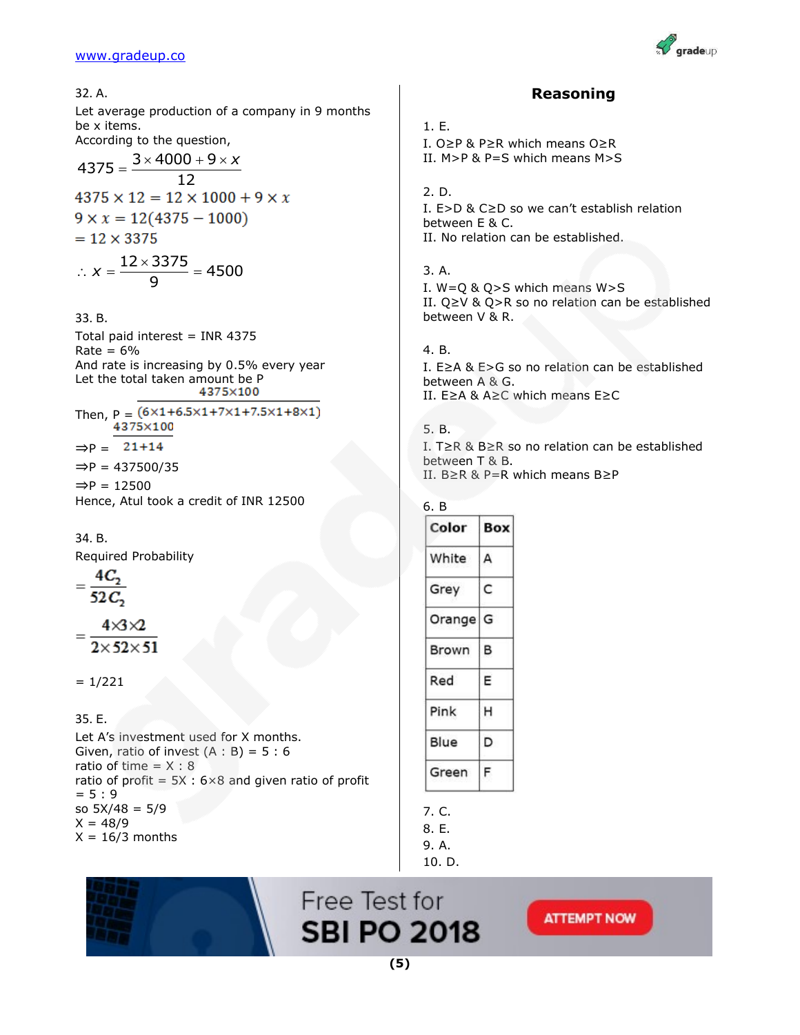32. A.

Let average production of a company in 9 months be x items.
According to the question,

$$4375 = \frac{3 \times 4000 + 9 \times x}{12}$$

$$4375 \times 12 = 12 \times 1000 + 9 \times x$$

$$9 \times x = 12(4375 - 1000)$$

$$= 12 \times 3375$$

$$\therefore x = \frac{12 \times 3375}{9} = 4500$$

33. B.

Total paid interest = INR 4375
Rate = 6%
And rate is increasing by 0.5% every year
Let the total taken amount be P

Then, $P = \frac{4375 \times 100}{(6 \times 1 + 6.5 \times 1 + 7 \times 1 + 7.5 \times 1 + 8 \times 1)}$

$\Rightarrow P = \frac{4375 \times 100}{21 + 14}$

$\Rightarrow$P = 437500/35

$\Rightarrow$P = 12500

Hence, Atul took a credit of INR 12500

34. B.

Required Probability

$$= \frac{4C_2}{52C_2}$$

$$= \frac{4 \times 3 \times 2}{2 \times 52 \times 51}$$

= 1/221

35. E.

Let A's investment used for X months.
Given, ratio of invest (A : B) = 5 : 6
ratio of time = X : 8
ratio of profit = 5X : 6×8 and given ratio of profit = 5 : 9
so 5X/48 = 5/9
X = 48/9
X = 16/3 months

## Reasoning

1. E.
I. O≥P & P≥R which means O≥R
II. M>P & P=S which means M>S

2. D.
I. E>D & C≥D so we can't establish relation between E & C.
II. No relation can be established.

3. A.
I. W=Q & Q>S which means W>S
II. Q≥V & Q>R so no relation can be established between V & R.

4. B.
I. E≥A & E>G so no relation can be established between A & G.
II. E≥A & A≥C which means E≥C

5. B.
I. T≥R & B≥R so no relation can be established between T & B.
II. B≥R & P=R which means B≥P

6. B

| Color | Box |
|---|---|
| White | A |
| Grey | C |
| Orange | G |
| Brown | B |
| Red | E |
| Pink | H |
| Blue | D |
| Green | F |

7. C.
8. E.
9. A.
10. D.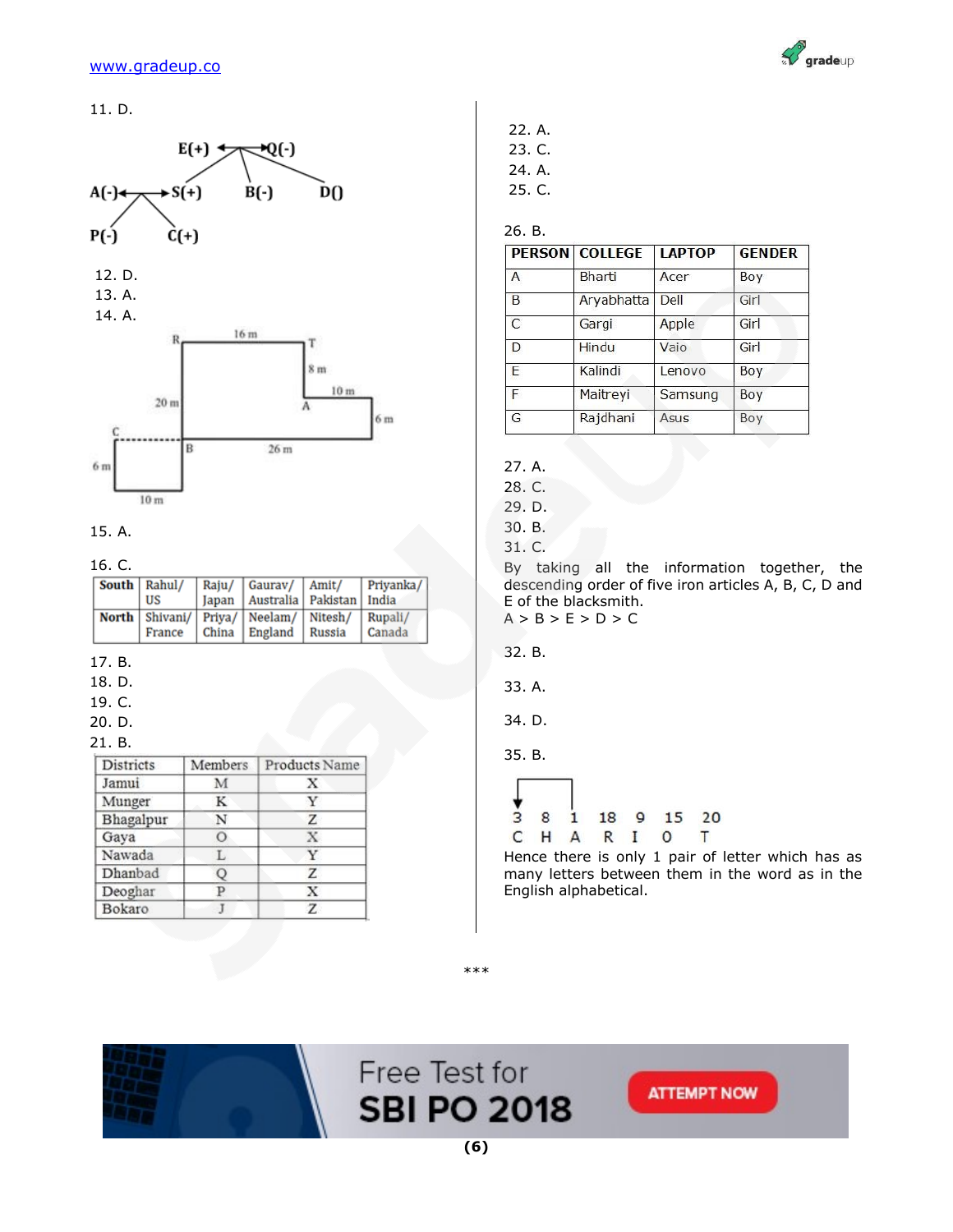11. D.

E(+)
Q(-)
A(-)
S(+)
B(-)
D()
P(-)
C(+)

12. D.

13. A.

14. A.

16 m
R
T
8 m
10 m
20 m
A
6 m
C
B
26 m
6 m
10 m

15. A.

16. C.

| | | | | | |
|---|---|---|---|---|---|
| **South** | Rahul/ US | Raju/ Japan | Gaurav/ Australia | Amit/ Pakistan | Priyanka/ India |
| **North** | Shivani/ France | Priya/ China | Neelam/ England | Nitesh/ Russia | Rupali/ Canada |

17. B.

18. D.

19. C.

20. D.

21. B.

| Districts | Members | Products Name |
|---|---|---|
| Jamui | M | X |
| Munger | K | Y |
| Bhagalpur | N | Z |
| Gaya | O | X |
| Nawada | L | Y |
| Dhanbad | Q | Z |
| Deoghar | P | X |
| Bokaro | J | Z |

22. A.

23. C.

24. A.

25. C.

26. B.

| PERSON | COLLEGE | LAPTOP | GENDER |
|---|---|---|---|
| A | Bharti | Acer | Boy |
| B | Aryabhatta | Dell | Girl |
| C | Gargi | Apple | Girl |
| D | Hindu | Vaio | Girl |
| E | Kalindi | Lenovo | Boy |
| F | Maitreyi | Samsung | Boy |
| G | Rajdhani | Asus | Boy |

27. A.

28. C.

29. D.

30. B.

31. C.

By taking all the information together, the descending order of five iron articles A, B, C, D and E of the blacksmith.

A > B > E > D > C

32. B.

33. A.

34. D.

35. B.

3 8 1 18 9 15 20
C H A R I O T

Hence there is only 1 pair of letter which has as many letters between them in the word as in the English alphabetical.

***